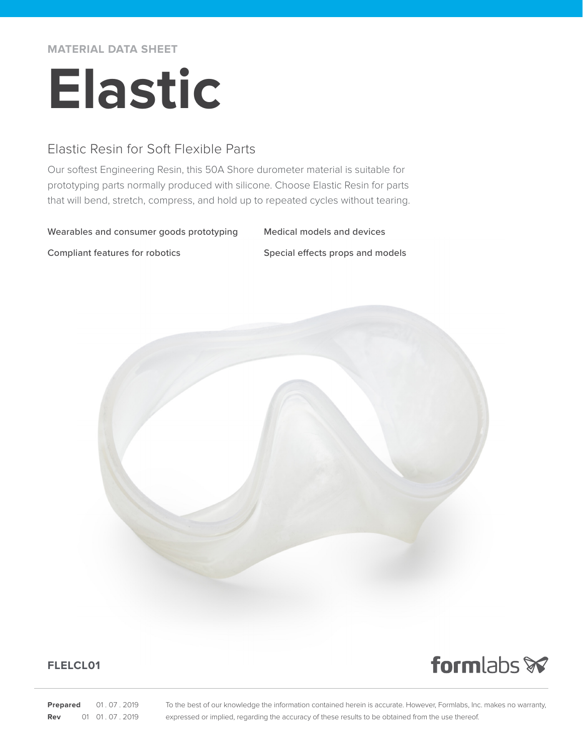MATERIAL DATA SHEET

# Elastic

## Elastic Resin for Soft Flexible Parts

Our softest Engineering Resin, this 50A Shore durometer material is suitable for prototyping parts normally produced with silicone. Choose Elastic Resin for parts that will bend, stretch, compress, and hold up to repeated cycles without tearing.

Wearables and consumer goods prototyping

Compliant features for robotics

Medical models and devices

Special effects props and models

**FLELCL01**

formlabs

**Prepared** 01 . 07 . 2019
**Rev** 01 01 . 07 . 2019

To the best of our knowledge the information contained herein is accurate. However, Formlabs, Inc. makes no warranty, expressed or implied, regarding the accuracy of these results to be obtained from the use thereof.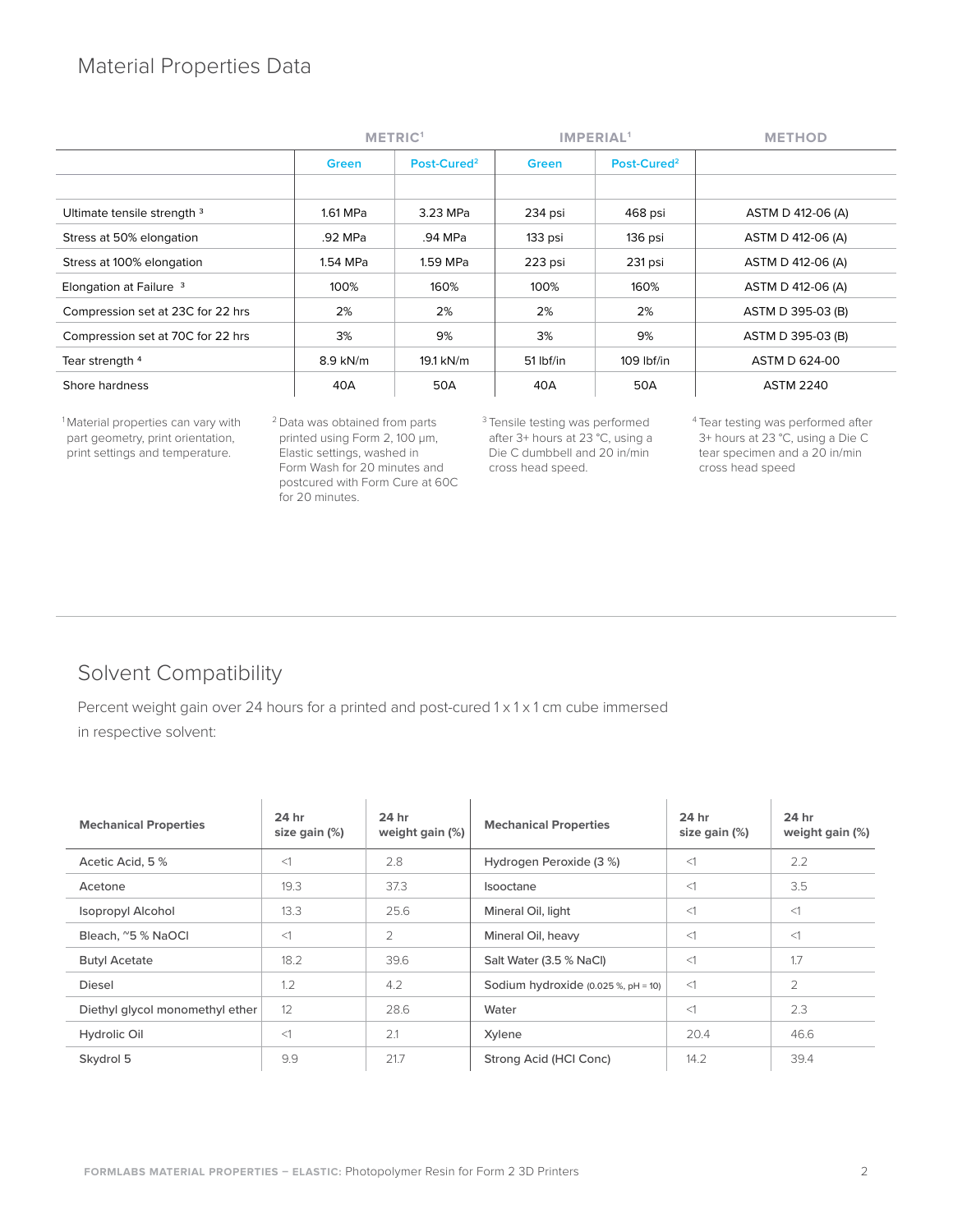## Material Properties Data

| | METRIC[1] | | IMPERIAL[1] | | METHOD |
|---|---|---|---|---|---|
| | Green | Post-Cured[2] | Green | Post-Cured[2] | |
| Ultimate tensile strength [3] | 1.61 MPa | 3.23 MPa | 234 psi | 468 psi | ASTM D 412-06 (A) |
| Stress at 50% elongation | .92 MPa | .94 MPa | 133 psi | 136 psi | ASTM D 412-06 (A) |
| Stress at 100% elongation | 1.54 MPa | 1.59 MPa | 223 psi | 231 psi | ASTM D 412-06 (A) |
| Elongation at Failure [3] | 100% | 160% | 100% | 160% | ASTM D 412-06 (A) |
| Compression set at 23C for 22 hrs | 2% | 2% | 2% | 2% | ASTM D 395-03 (B) |
| Compression set at 70C for 22 hrs | 3% | 9% | 3% | 9% | ASTM D 395-03 (B) |
| Tear strength [4] | 8.9 kN/m | 19.1 kN/m | 51 lbf/in | 109 lbf/in | ASTM D 624-00 |
| Shore hardness | 40A | 50A | 40A | 50A | ASTM 2240 |

[1] Material properties can vary with part geometry, print orientation, print settings and temperature.

[2] Data was obtained from parts printed using Form 2, 100 µm, Elastic settings, washed in Form Wash for 20 minutes and postcured with Form Cure at 60C for 20 minutes.

[3] Tensile testing was performed after 3+ hours at 23 °C, using a Die C dumbbell and 20 in/min cross head speed.

[4] Tear testing was performed after 3+ hours at 23 °C, using a Die C tear specimen and a 20 in/min cross head speed

## Solvent Compatibility

Percent weight gain over 24 hours for a printed and post-cured 1 x 1 x 1 cm cube immersed in respective solvent:

| Mechanical Properties | 24 hr size gain (%) | 24 hr weight gain (%) | Mechanical Properties | 24 hr size gain (%) | 24 hr weight gain (%) |
|---|---|---|---|---|---|
| Acetic Acid, 5 % | <1 | 2.8 | Hydrogen Peroxide (3 %) | <1 | 2.2 |
| Acetone | 19.3 | 37.3 | Isooctane | <1 | 3.5 |
| Isopropyl Alcohol | 13.3 | 25.6 | Mineral Oil, light | <1 | <1 |
| Bleach, ~5 % NaOCl | <1 | 2 | Mineral Oil, heavy | <1 | <1 |
| Butyl Acetate | 18.2 | 39.6 | Salt Water (3.5 % NaCl) | <1 | 1.7 |
| Diesel | 1.2 | 4.2 | Sodium hydroxide (0.025 %, pH = 10) | <1 | 2 |
| Diethyl glycol monomethyl ether | 12 | 28.6 | Water | <1 | 2.3 |
| Hydrolic Oil | <1 | 2.1 | Xylene | 20.4 | 46.6 |
| Skydrol 5 | 9.9 | 21.7 | Strong Acid (HCl Conc) | 14.2 | 39.4 |